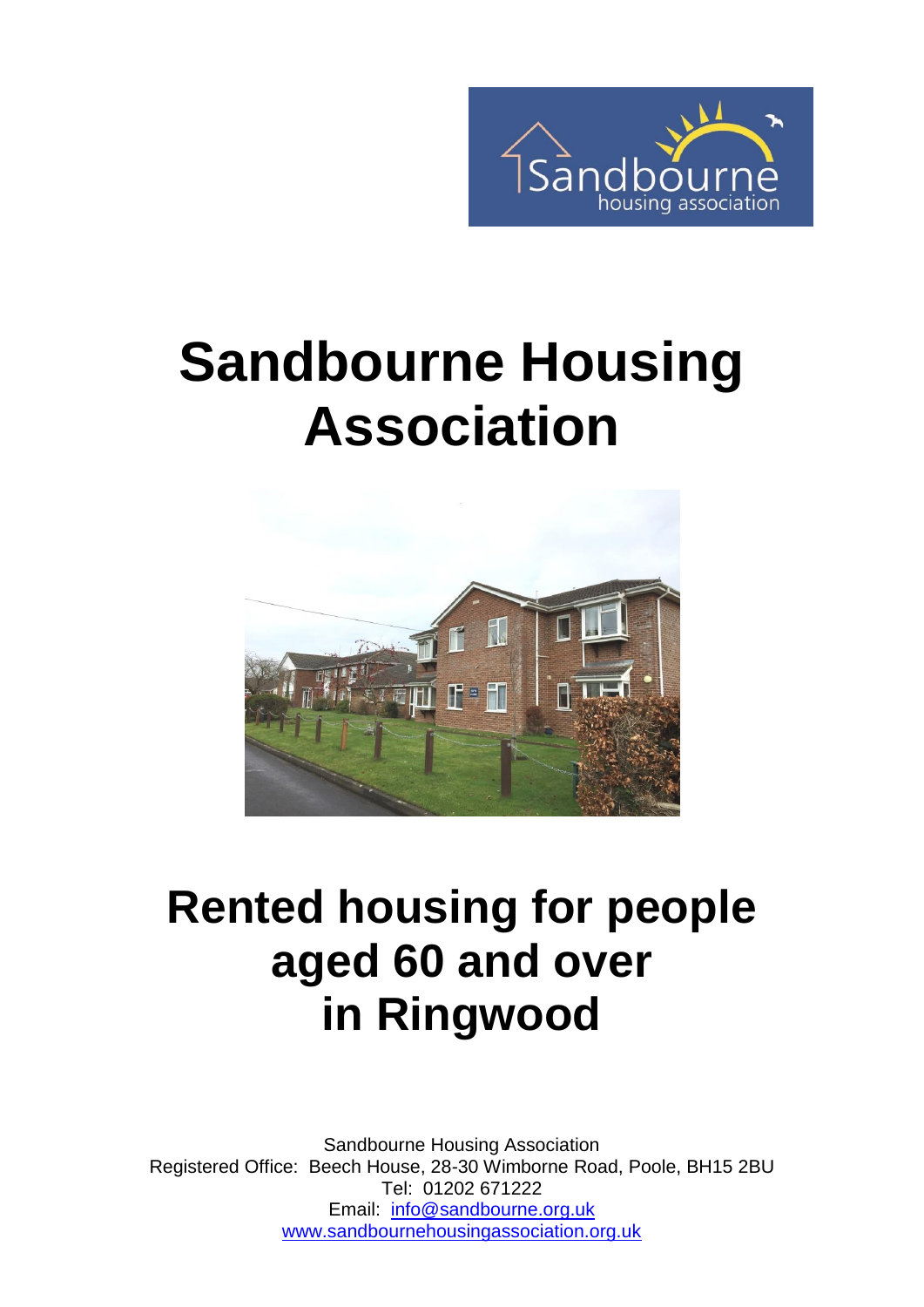# Sandbourne Housing Association

# Rented housing for people aged 60 and over in Ringwood

Sandbourne Housing Association
Registered Office: Beech House, 28-30 Wimborne Road, Poole, BH15 2BU
Tel: 01202 671222
Email: info@sandbourne.org.uk
www.sandbournehousingassociation.org.uk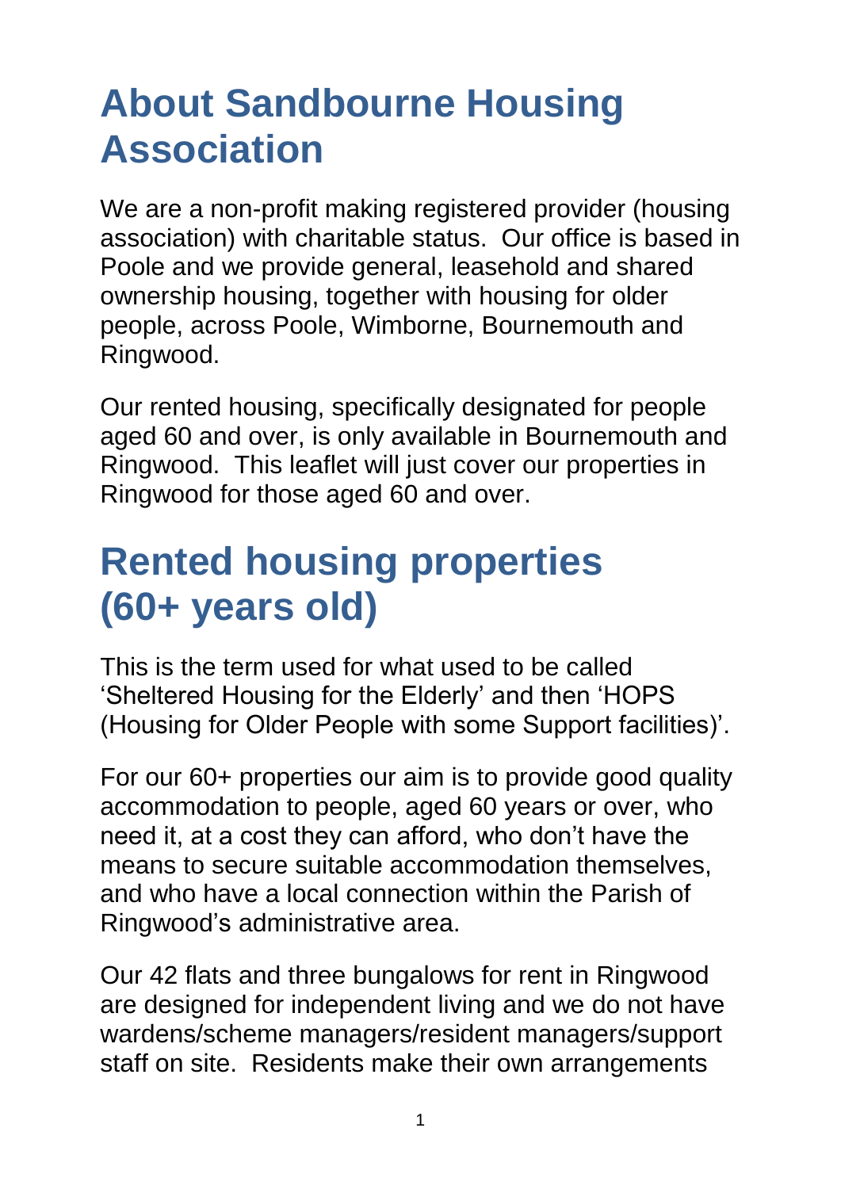# About Sandbourne Housing Association

We are a non-profit making registered provider (housing association) with charitable status. Our office is based in Poole and we provide general, leasehold and shared ownership housing, together with housing for older people, across Poole, Wimborne, Bournemouth and Ringwood.

Our rented housing, specifically designated for people aged 60 and over, is only available in Bournemouth and Ringwood. This leaflet will just cover our properties in Ringwood for those aged 60 and over.

# Rented housing properties (60+ years old)

This is the term used for what used to be called 'Sheltered Housing for the Elderly' and then 'HOPS (Housing for Older People with some Support facilities)'.

For our 60+ properties our aim is to provide good quality accommodation to people, aged 60 years or over, who need it, at a cost they can afford, who don't have the means to secure suitable accommodation themselves, and who have a local connection within the Parish of Ringwood's administrative area.

Our 42 flats and three bungalows for rent in Ringwood are designed for independent living and we do not have wardens/scheme managers/resident managers/support staff on site. Residents make their own arrangements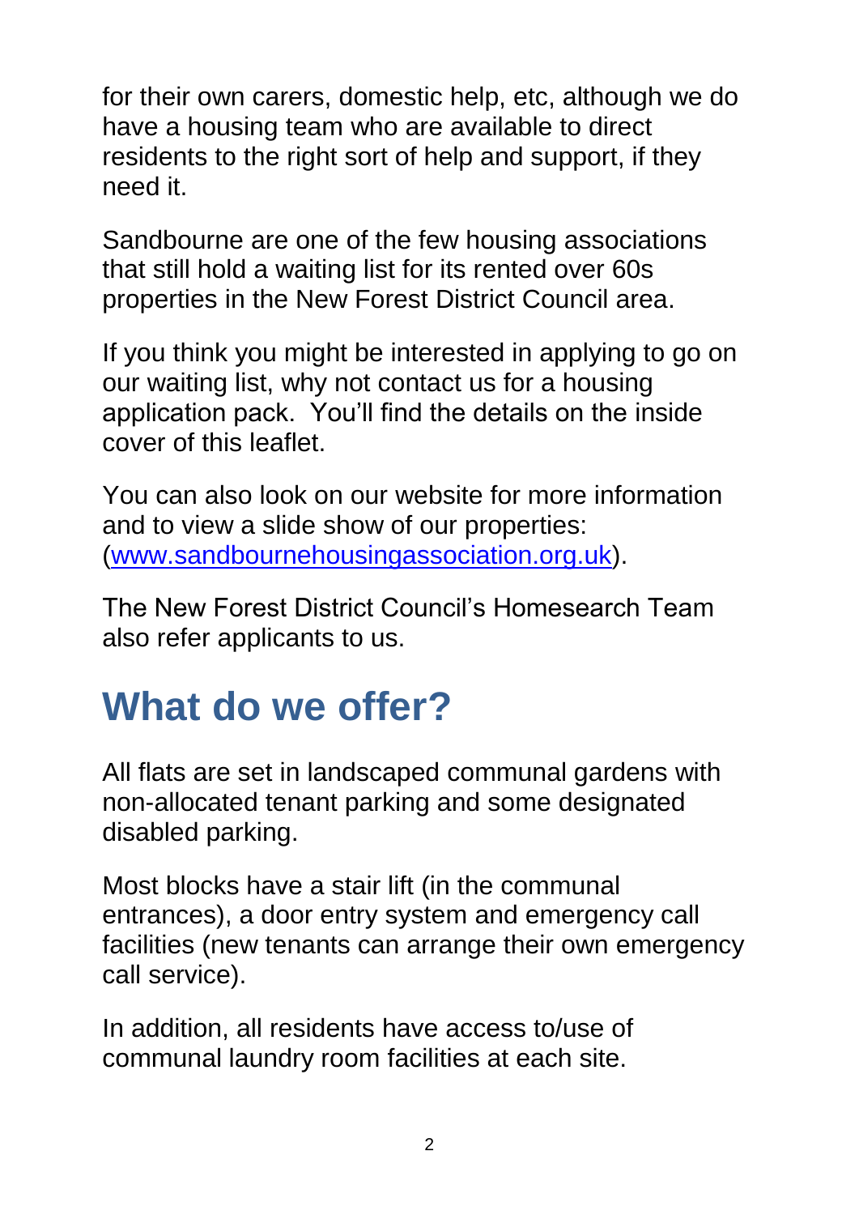for their own carers, domestic help, etc, although we do have a housing team who are available to direct residents to the right sort of help and support, if they need it.

Sandbourne are one of the few housing associations that still hold a waiting list for its rented over 60s properties in the New Forest District Council area.

If you think you might be interested in applying to go on our waiting list, why not contact us for a housing application pack. You'll find the details on the inside cover of this leaflet.

You can also look on our website for more information and to view a slide show of our properties: ([www.sandbournehousingassociation.org.uk](http://www.sandbournehousingassociation.org.uk)).

The New Forest District Council's Homesearch Team also refer applicants to us.

# What do we offer?

All flats are set in landscaped communal gardens with non-allocated tenant parking and some designated disabled parking.

Most blocks have a stair lift (in the communal entrances), a door entry system and emergency call facilities (new tenants can arrange their own emergency call service).

In addition, all residents have access to/use of communal laundry room facilities at each site.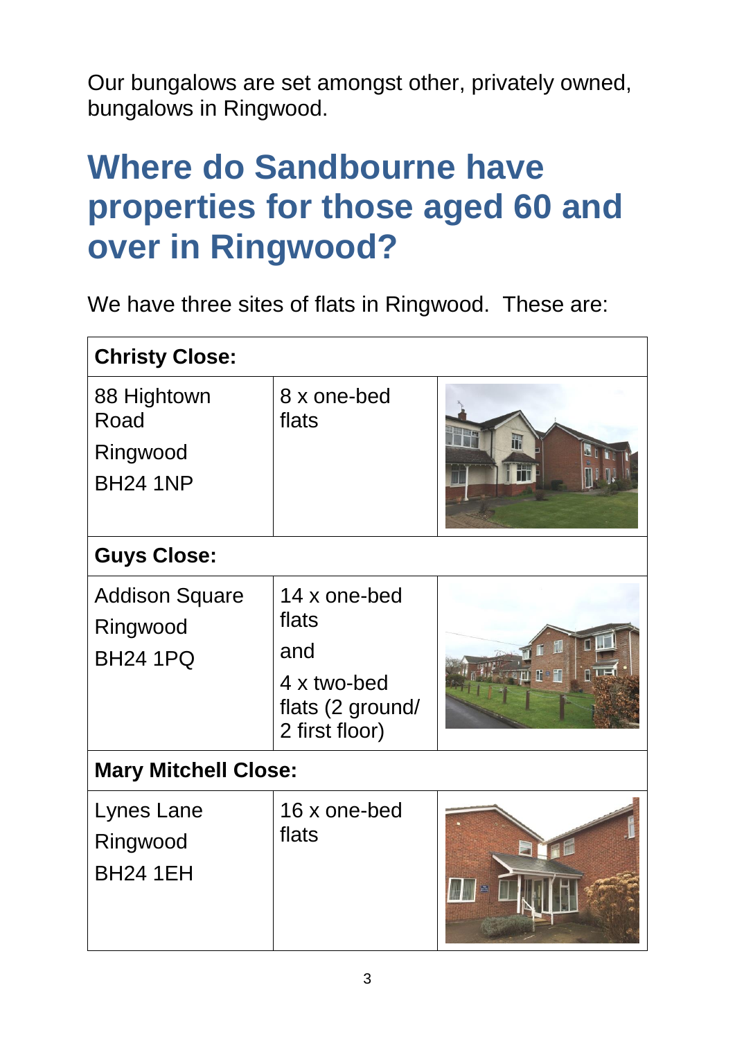Our bungalows are set amongst other, privately owned, bungalows in Ringwood.

## Where do Sandbourne have properties for those aged 60 and over in Ringwood?

We have three sites of flats in Ringwood. These are:

| **Christy Close:** | | |
|---|---|---|
| 88 Hightown Road<br>Ringwood<br>BH24 1NP | 8 x one-bed flats | |
| **Guys Close:** | | |
| Addison Square<br>Ringwood<br>BH24 1PQ | 14 x one-bed flats<br>and<br>4 x two-bed flats (2 ground/ 2 first floor) | |
| **Mary Mitchell Close:** | | |
| Lynes Lane<br>Ringwood<br>BH24 1EH | 16 x one-bed flats | |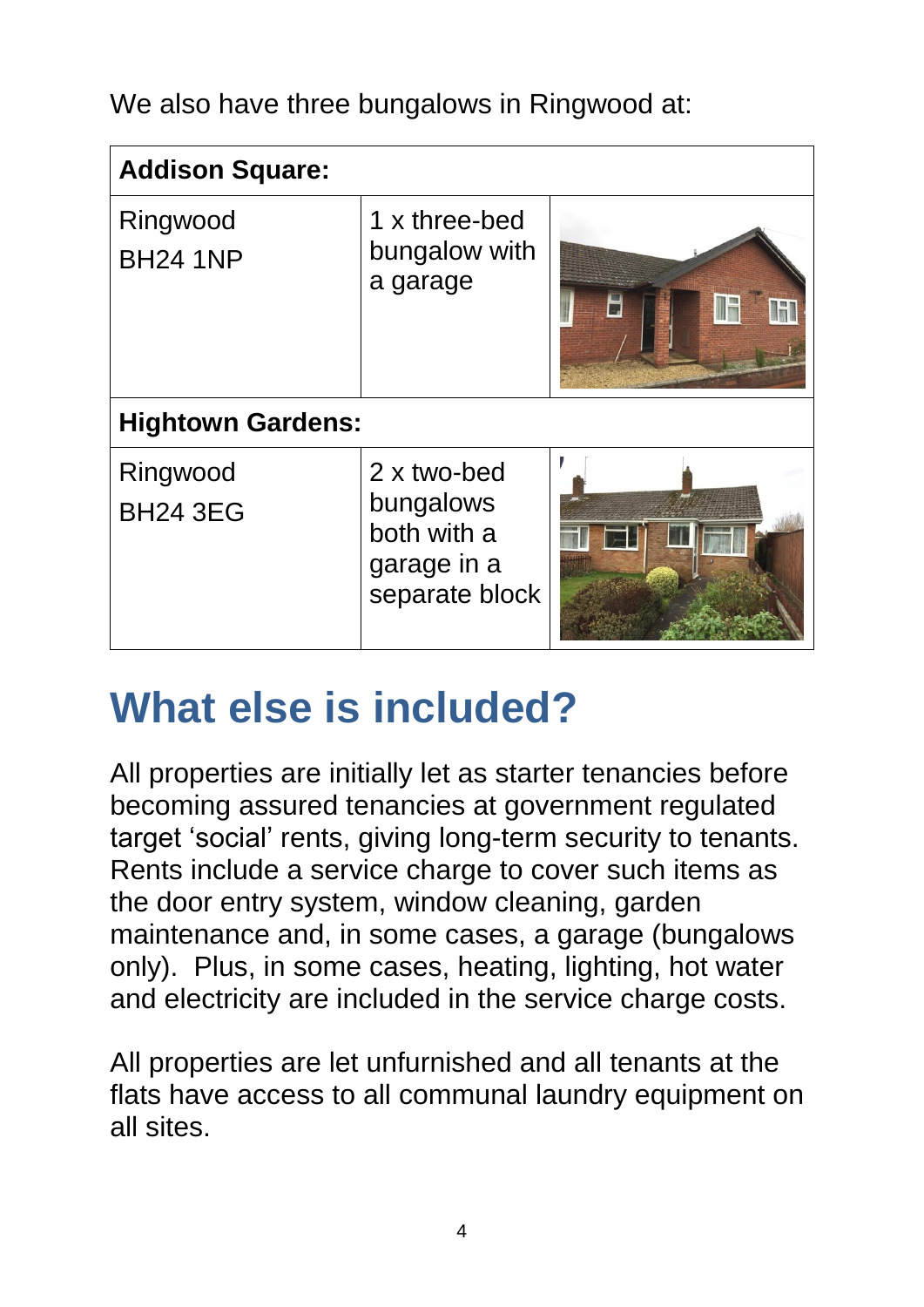We also have three bungalows in Ringwood at:

| **Addison Square:** | | |
|---|---|---|
| Ringwood<br>BH24 1NP | 1 x three-bed bungalow with a garage | |
| **Hightown Gardens:** | | |
| Ringwood<br>BH24 3EG | 2 x two-bed bungalows both with a garage in a separate block | |

## What else is included?

All properties are initially let as starter tenancies before becoming assured tenancies at government regulated target 'social' rents, giving long-term security to tenants. Rents include a service charge to cover such items as the door entry system, window cleaning, garden maintenance and, in some cases, a garage (bungalows only). Plus, in some cases, heating, lighting, hot water and electricity are included in the service charge costs.

All properties are let unfurnished and all tenants at the flats have access to all communal laundry equipment on all sites.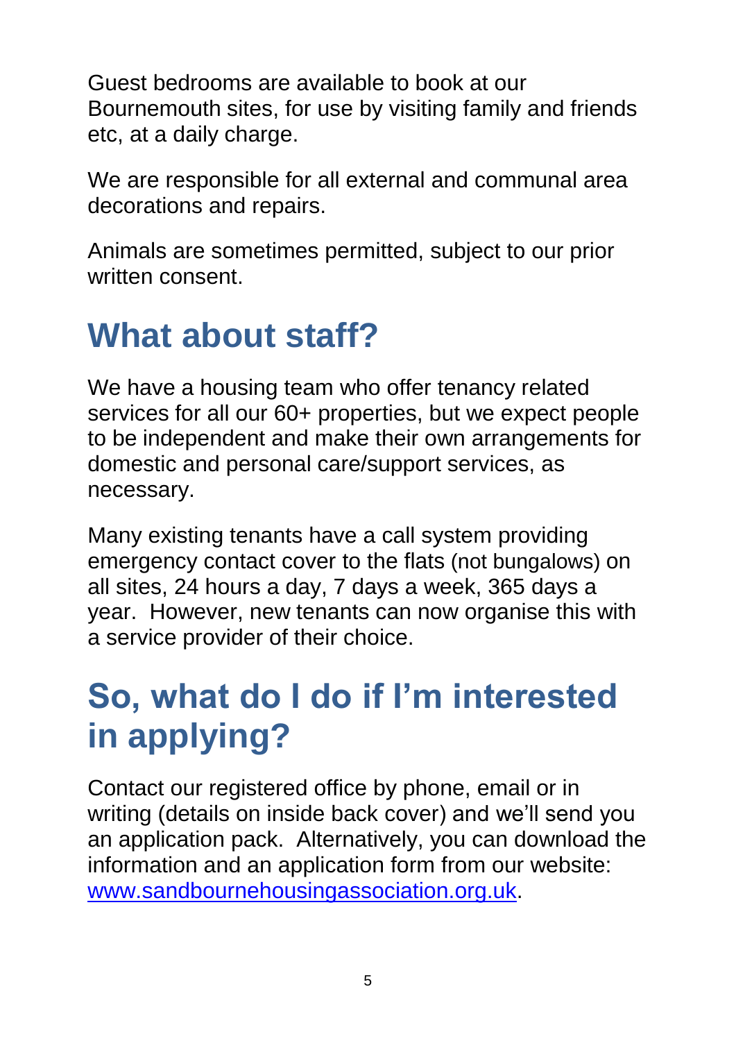Guest bedrooms are available to book at our Bournemouth sites, for use by visiting family and friends etc, at a daily charge.

We are responsible for all external and communal area decorations and repairs.

Animals are sometimes permitted, subject to our prior written consent.

## What about staff?

We have a housing team who offer tenancy related services for all our 60+ properties, but we expect people to be independent and make their own arrangements for domestic and personal care/support services, as necessary.

Many existing tenants have a call system providing emergency contact cover to the flats (not bungalows) on all sites, 24 hours a day, 7 days a week, 365 days a year. However, new tenants can now organise this with a service provider of their choice.

## So, what do I do if I'm interested in applying?

Contact our registered office by phone, email or in writing (details on inside back cover) and we'll send you an application pack. Alternatively, you can download the information and an application form from our website: [www.sandbournehousingassociation.org.uk](http://www.sandbournehousingassociation.org.uk).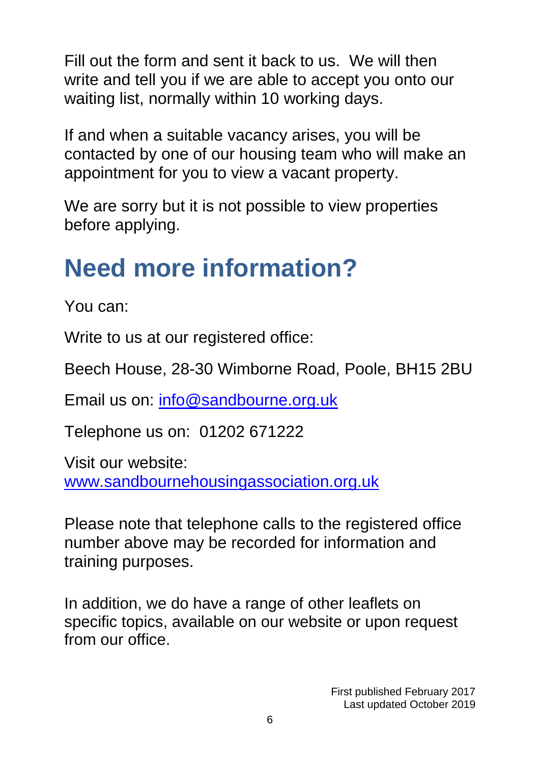Fill out the form and sent it back to us. We will then write and tell you if we are able to accept you onto our waiting list, normally within 10 working days.

If and when a suitable vacancy arises, you will be contacted by one of our housing team who will make an appointment for you to view a vacant property.

We are sorry but it is not possible to view properties before applying.

# Need more information?

You can:

Write to us at our registered office:

Beech House, 28-30 Wimborne Road, Poole, BH15 2BU

Email us on: info@sandbourne.org.uk

Telephone us on: 01202 671222

Visit our website:
www.sandbournehousingassociation.org.uk

Please note that telephone calls to the registered office number above may be recorded for information and training purposes.

In addition, we do have a range of other leaflets on specific topics, available on our website or upon request from our office.

First published February 2017
Last updated October 2019